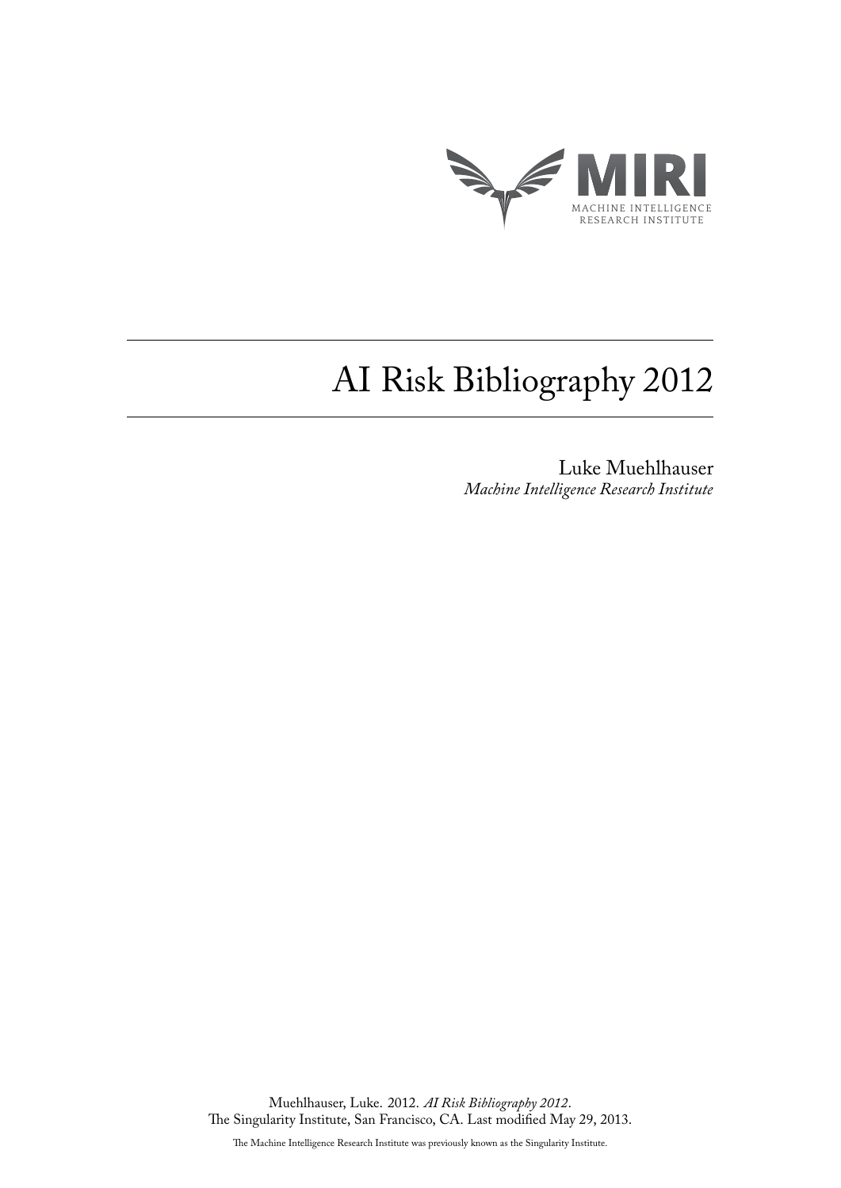MIRI

MACHINE INTELLIGENCE RESEARCH INSTITUTE

# AI Risk Bibliography 2012

Luke Muehlhauser
*Machine Intelligence Research Institute*

Muehlhauser, Luke. 2012. *AI Risk Bibliography 2012*. The Singularity Institute, San Francisco, CA. Last modified May 29, 2013.

The Machine Intelligence Research Institute was previously known as the Singularity Institute.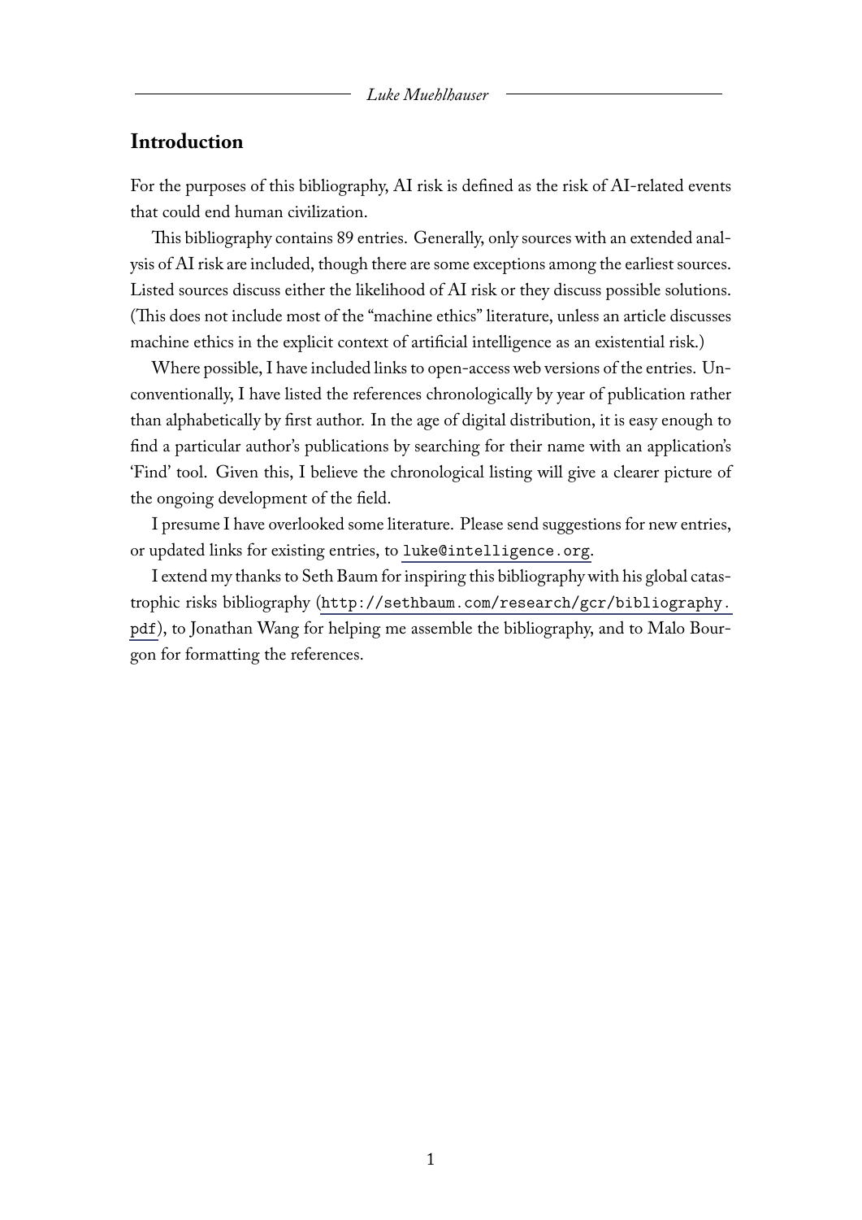## Introduction

For the purposes of this bibliography, AI risk is defined as the risk of AI-related events that could end human civilization.

This bibliography contains 89 entries. Generally, only sources with an extended analysis of AI risk are included, though there are some exceptions among the earliest sources. Listed sources discuss either the likelihood of AI risk or they discuss possible solutions. (This does not include most of the "machine ethics" literature, unless an article discusses machine ethics in the explicit context of artificial intelligence as an existential risk.)

Where possible, I have included links to open-access web versions of the entries. Unconventionally, I have listed the references chronologically by year of publication rather than alphabetically by first author. In the age of digital distribution, it is easy enough to find a particular author's publications by searching for their name with an application's 'Find' tool. Given this, I believe the chronological listing will give a clearer picture of the ongoing development of the field.

I presume I have overlooked some literature. Please send suggestions for new entries, or updated links for existing entries, to luke@intelligence.org.

I extend my thanks to Seth Baum for inspiring this bibliography with his global catastrophic risks bibliography (http://sethbaum.com/research/gcr/bibliography.pdf), to Jonathan Wang for helping me assemble the bibliography, and to Malo Bourgon for formatting the references.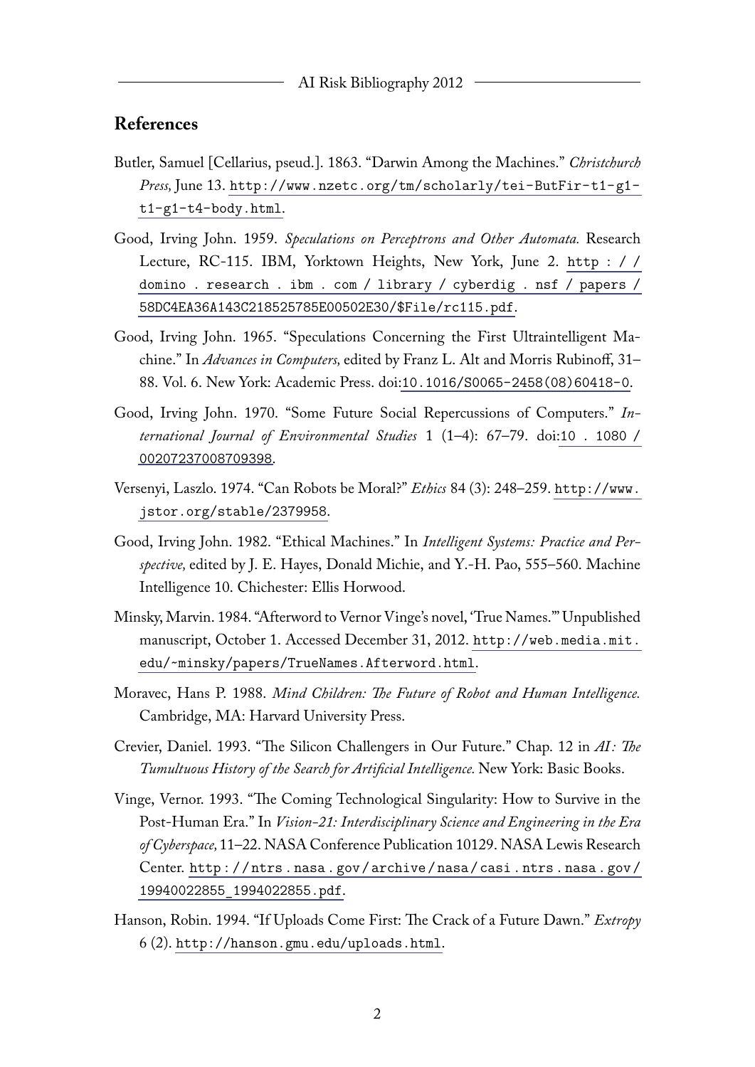## References

Butler, Samuel [Cellarius, pseud.]. 1863. "Darwin Among the Machines." *Christchurch Press,* June 13. http://www.nzetc.org/tm/scholarly/tei-ButFir-t1-g1-t1-g1-t4-body.html.

Good, Irving John. 1959. *Speculations on Perceptrons and Other Automata.* Research Lecture, RC-115. IBM, Yorktown Heights, New York, June 2. http://domino.research.ibm.com/library/cyberdig.nsf/papers/58DC4EA36A143C218525785E00502E30/$File/rc115.pdf.

Good, Irving John. 1965. "Speculations Concerning the First Ultraintelligent Machine." In *Advances in Computers,* edited by Franz L. Alt and Morris Rubinoff, 31–88. Vol. 6. New York: Academic Press. doi:10.1016/S0065-2458(08)60418-0.

Good, Irving John. 1970. "Some Future Social Repercussions of Computers." *International Journal of Environmental Studies* 1 (1–4): 67–79. doi:10.1080/00207237008709398.

Versenyi, Laszlo. 1974. "Can Robots be Moral?" *Ethics* 84 (3): 248–259. http://www.jstor.org/stable/2379958.

Good, Irving John. 1982. "Ethical Machines." In *Intelligent Systems: Practice and Perspective,* edited by J. E. Hayes, Donald Michie, and Y.-H. Pao, 555–560. Machine Intelligence 10. Chichester: Ellis Horwood.

Minsky, Marvin. 1984. "Afterword to Vernor Vinge's novel, 'True Names.'" Unpublished manuscript, October 1. Accessed December 31, 2012. http://web.media.mit.edu/~minsky/papers/TrueNames.Afterword.html.

Moravec, Hans P. 1988. *Mind Children: The Future of Robot and Human Intelligence.* Cambridge, MA: Harvard University Press.

Crevier, Daniel. 1993. "The Silicon Challengers in Our Future." Chap. 12 in *AI: The Tumultuous History of the Search for Artificial Intelligence.* New York: Basic Books.

Vinge, Vernor. 1993. "The Coming Technological Singularity: How to Survive in the Post-Human Era." In *Vision-21: Interdisciplinary Science and Engineering in the Era of Cyberspace,* 11–22. NASA Conference Publication 10129. NASA Lewis Research Center. http://ntrs.nasa.gov/archive/nasa/casi.ntrs.nasa.gov/19940022855_1994022855.pdf.

Hanson, Robin. 1994. "If Uploads Come First: The Crack of a Future Dawn." *Extropy* 6 (2). http://hanson.gmu.edu/uploads.html.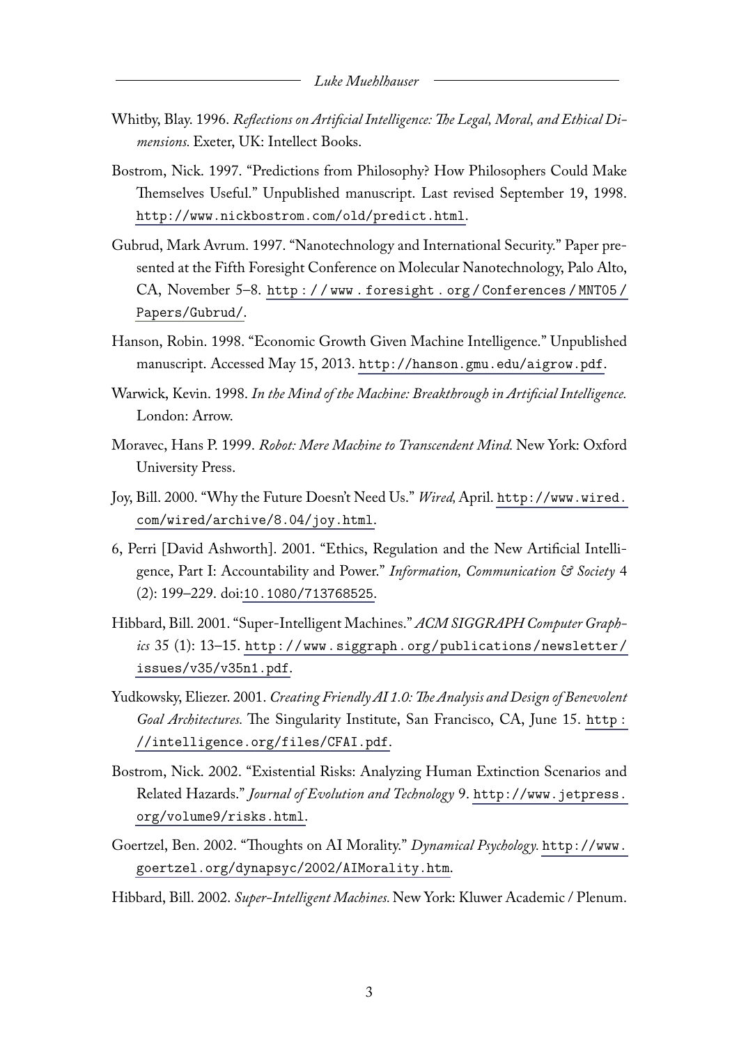Whitby, Blay. 1996. *Reflections on Artificial Intelligence: The Legal, Moral, and Ethical Dimensions.* Exeter, UK: Intellect Books.

Bostrom, Nick. 1997. "Predictions from Philosophy? How Philosophers Could Make Themselves Useful." Unpublished manuscript. Last revised September 19, 1998. http://www.nickbostrom.com/old/predict.html.

Gubrud, Mark Avrum. 1997. "Nanotechnology and International Security." Paper presented at the Fifth Foresight Conference on Molecular Nanotechnology, Palo Alto, CA, November 5–8. http://www.foresight.org/Conferences/MNT05/Papers/Gubrud/.

Hanson, Robin. 1998. "Economic Growth Given Machine Intelligence." Unpublished manuscript. Accessed May 15, 2013. http://hanson.gmu.edu/aigrow.pdf.

Warwick, Kevin. 1998. *In the Mind of the Machine: Breakthrough in Artificial Intelligence.* London: Arrow.

Moravec, Hans P. 1999. *Robot: Mere Machine to Transcendent Mind.* New York: Oxford University Press.

Joy, Bill. 2000. "Why the Future Doesn't Need Us." *Wired,* April. http://www.wired.com/wired/archive/8.04/joy.html.

6, Perri [David Ashworth]. 2001. "Ethics, Regulation and the New Artificial Intelligence, Part I: Accountability and Power." *Information, Communication & Society* 4 (2): 199–229. doi:10.1080/713768525.

Hibbard, Bill. 2001. "Super-Intelligent Machines." *ACM SIGGRAPH Computer Graphics* 35 (1): 13–15. http://www.siggraph.org/publications/newsletter/issues/v35/v35n1.pdf.

Yudkowsky, Eliezer. 2001. *Creating Friendly AI 1.0: The Analysis and Design of Benevolent Goal Architectures.* The Singularity Institute, San Francisco, CA, June 15. http://intelligence.org/files/CFAI.pdf.

Bostrom, Nick. 2002. "Existential Risks: Analyzing Human Extinction Scenarios and Related Hazards." *Journal of Evolution and Technology* 9. http://www.jetpress.org/volume9/risks.html.

Goertzel, Ben. 2002. "Thoughts on AI Morality." *Dynamical Psychology.* http://www.goertzel.org/dynapsyc/2002/AIMorality.htm.

Hibbard, Bill. 2002. *Super-Intelligent Machines.* New York: Kluwer Academic / Plenum.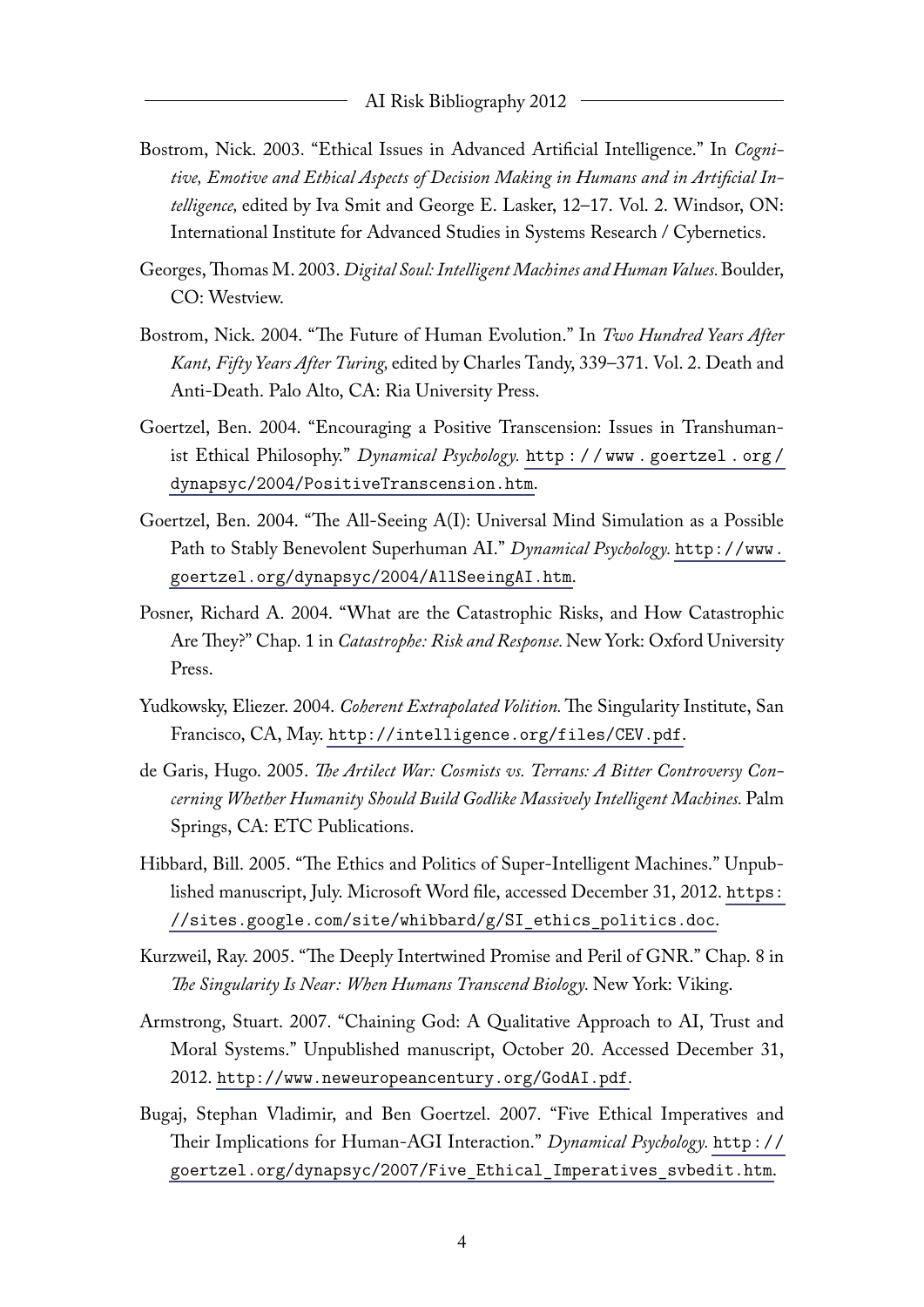Bostrom, Nick. 2003. "Ethical Issues in Advanced Artificial Intelligence." In *Cognitive, Emotive and Ethical Aspects of Decision Making in Humans and in Artificial Intelligence,* edited by Iva Smit and George E. Lasker, 12–17. Vol. 2. Windsor, ON: International Institute for Advanced Studies in Systems Research / Cybernetics.

Georges, Thomas M. 2003. *Digital Soul: Intelligent Machines and Human Values.* Boulder, CO: Westview.

Bostrom, Nick. 2004. "The Future of Human Evolution." In *Two Hundred Years After Kant, Fifty Years After Turing,* edited by Charles Tandy, 339–371. Vol. 2. Death and Anti-Death. Palo Alto, CA: Ria University Press.

Goertzel, Ben. 2004. "Encouraging a Positive Transcension: Issues in Transhumanist Ethical Philosophy." *Dynamical Psychology.* http://www.goertzel.org/dynapsyc/2004/PositiveTranscension.htm.

Goertzel, Ben. 2004. "The All-Seeing A(I): Universal Mind Simulation as a Possible Path to Stably Benevolent Superhuman AI." *Dynamical Psychology.* http://www.goertzel.org/dynapsyc/2004/AllSeeingAI.htm.

Posner, Richard A. 2004. "What are the Catastrophic Risks, and How Catastrophic Are They?" Chap. 1 in *Catastrophe: Risk and Response.* New York: Oxford University Press.

Yudkowsky, Eliezer. 2004. *Coherent Extrapolated Volition.* The Singularity Institute, San Francisco, CA, May. http://intelligence.org/files/CEV.pdf.

de Garis, Hugo. 2005. *The Artilect War: Cosmists vs. Terrans: A Bitter Controversy Concerning Whether Humanity Should Build Godlike Massively Intelligent Machines.* Palm Springs, CA: ETC Publications.

Hibbard, Bill. 2005. "The Ethics and Politics of Super-Intelligent Machines." Unpublished manuscript, July. Microsoft Word file, accessed December 31, 2012. https://sites.google.com/site/whibbard/g/SI_ethics_politics.doc.

Kurzweil, Ray. 2005. "The Deeply Intertwined Promise and Peril of GNR." Chap. 8 in *The Singularity Is Near: When Humans Transcend Biology.* New York: Viking.

Armstrong, Stuart. 2007. "Chaining God: A Qualitative Approach to AI, Trust and Moral Systems." Unpublished manuscript, October 20. Accessed December 31, 2012. http://www.neweuropeancentury.org/GodAI.pdf.

Bugaj, Stephan Vladimir, and Ben Goertzel. 2007. "Five Ethical Imperatives and Their Implications for Human-AGI Interaction." *Dynamical Psychology.* http://goertzel.org/dynapsyc/2007/Five_Ethical_Imperatives_svbedit.htm.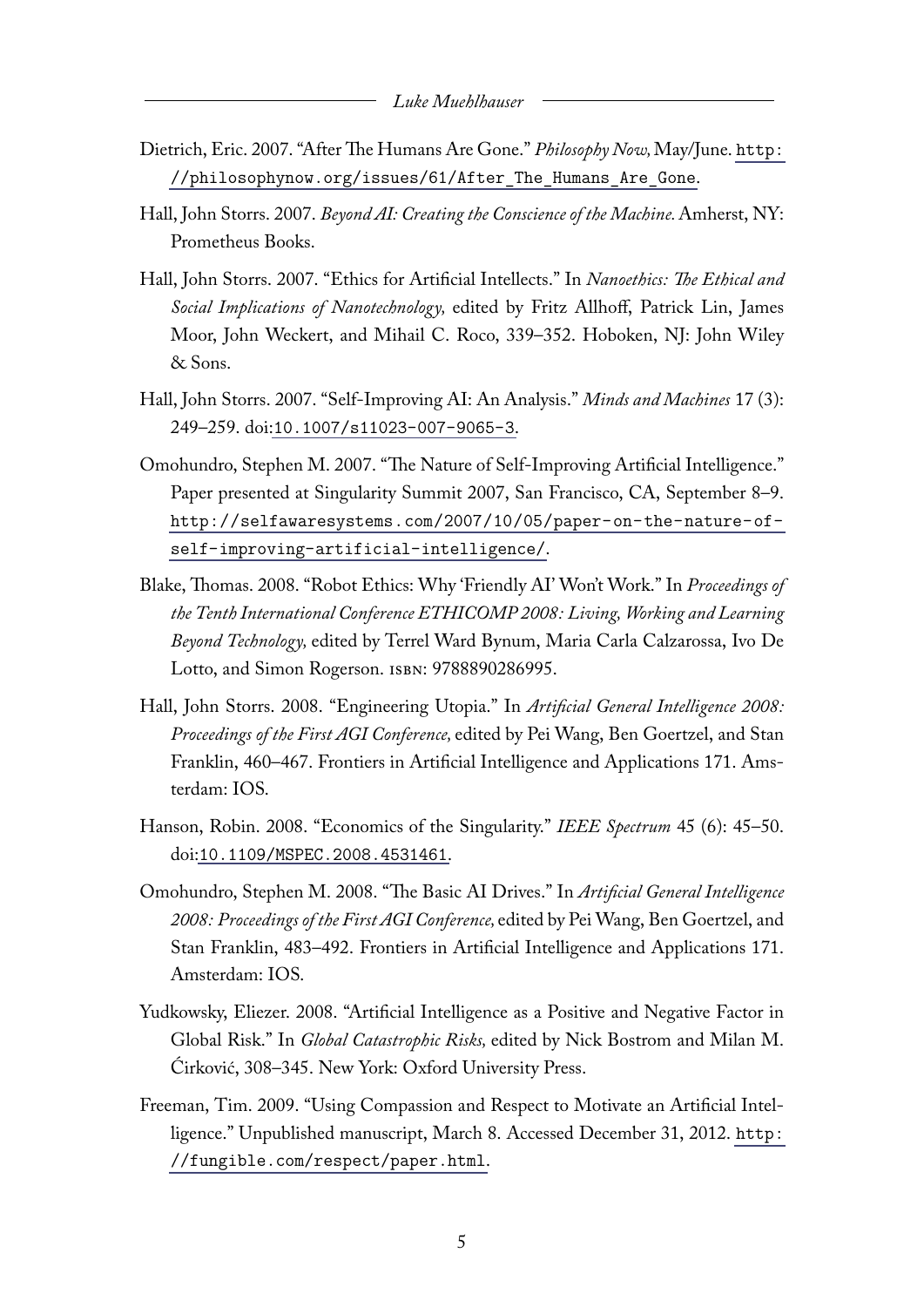Dietrich, Eric. 2007. "After The Humans Are Gone." *Philosophy Now,* May/June. http://philosophynow.org/issues/61/After_The_Humans_Are_Gone.

Hall, John Storrs. 2007. *Beyond AI: Creating the Conscience of the Machine.* Amherst, NY: Prometheus Books.

Hall, John Storrs. 2007. "Ethics for Artificial Intellects." In *Nanoethics: The Ethical and Social Implications of Nanotechnology,* edited by Fritz Allhoff, Patrick Lin, James Moor, John Weckert, and Mihail C. Roco, 339–352. Hoboken, NJ: John Wiley & Sons.

Hall, John Storrs. 2007. "Self-Improving AI: An Analysis." *Minds and Machines* 17 (3): 249–259. doi:10.1007/s11023-007-9065-3.

Omohundro, Stephen M. 2007. "The Nature of Self-Improving Artificial Intelligence." Paper presented at Singularity Summit 2007, San Francisco, CA, September 8–9. http://selfawaresystems.com/2007/10/05/paper-on-the-nature-of-self-improving-artificial-intelligence/.

Blake, Thomas. 2008. "Robot Ethics: Why 'Friendly AI' Won't Work." In *Proceedings of the Tenth International Conference ETHICOMP 2008: Living, Working and Learning Beyond Technology,* edited by Terrel Ward Bynum, Maria Carla Calzarossa, Ivo De Lotto, and Simon Rogerson. ISBN: 9788890286995.

Hall, John Storrs. 2008. "Engineering Utopia." In *Artificial General Intelligence 2008: Proceedings of the First AGI Conference,* edited by Pei Wang, Ben Goertzel, and Stan Franklin, 460–467. Frontiers in Artificial Intelligence and Applications 171. Amsterdam: IOS.

Hanson, Robin. 2008. "Economics of the Singularity." *IEEE Spectrum* 45 (6): 45–50. doi:10.1109/MSPEC.2008.4531461.

Omohundro, Stephen M. 2008. "The Basic AI Drives." In *Artificial General Intelligence 2008: Proceedings of the First AGI Conference,* edited by Pei Wang, Ben Goertzel, and Stan Franklin, 483–492. Frontiers in Artificial Intelligence and Applications 171. Amsterdam: IOS.

Yudkowsky, Eliezer. 2008. "Artificial Intelligence as a Positive and Negative Factor in Global Risk." In *Global Catastrophic Risks,* edited by Nick Bostrom and Milan M. Ćirković, 308–345. New York: Oxford University Press.

Freeman, Tim. 2009. "Using Compassion and Respect to Motivate an Artificial Intelligence." Unpublished manuscript, March 8. Accessed December 31, 2012. http://fungible.com/respect/paper.html.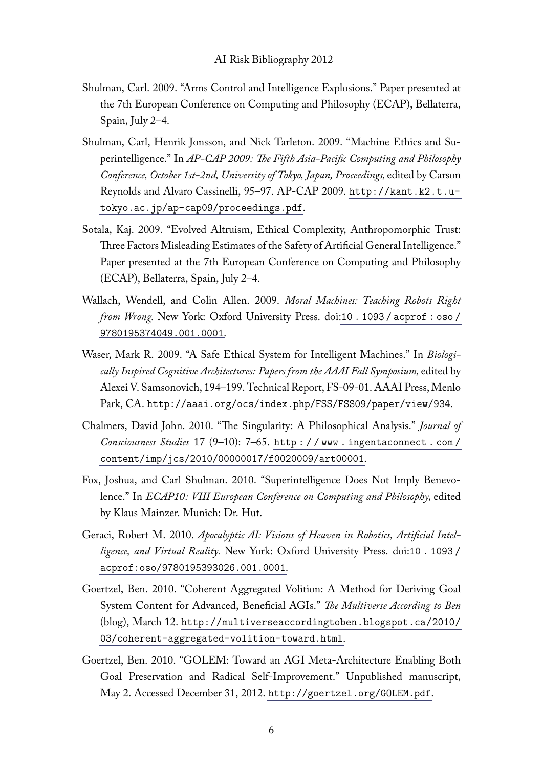Shulman, Carl. 2009. "Arms Control and Intelligence Explosions." Paper presented at the 7th European Conference on Computing and Philosophy (ECAP), Bellaterra, Spain, July 2–4.

Shulman, Carl, Henrik Jonsson, and Nick Tarleton. 2009. "Machine Ethics and Superintelligence." In *AP-CAP 2009: The Fifth Asia-Pacific Computing and Philosophy Conference, October 1st-2nd, University of Tokyo, Japan, Proceedings,* edited by Carson Reynolds and Alvaro Cassinelli, 95–97. AP-CAP 2009. http://kant.k2.t.u-tokyo.ac.jp/ap-cap09/proceedings.pdf.

Sotala, Kaj. 2009. "Evolved Altruism, Ethical Complexity, Anthropomorphic Trust: Three Factors Misleading Estimates of the Safety of Artificial General Intelligence." Paper presented at the 7th European Conference on Computing and Philosophy (ECAP), Bellaterra, Spain, July 2–4.

Wallach, Wendell, and Colin Allen. 2009. *Moral Machines: Teaching Robots Right from Wrong.* New York: Oxford University Press. doi:10.1093/acprof:oso/9780195374049.001.0001.

Waser, Mark R. 2009. "A Safe Ethical System for Intelligent Machines." In *Biologically Inspired Cognitive Architectures: Papers from the AAAI Fall Symposium,* edited by Alexei V. Samsonovich, 194–199. Technical Report, FS-09-01. AAAI Press, Menlo Park, CA. http://aaai.org/ocs/index.php/FSS/FSS09/paper/view/934.

Chalmers, David John. 2010. "The Singularity: A Philosophical Analysis." *Journal of Consciousness Studies* 17 (9–10): 7–65. http://www.ingentaconnect.com/content/imp/jcs/2010/00000017/f0020009/art00001.

Fox, Joshua, and Carl Shulman. 2010. "Superintelligence Does Not Imply Benevolence." In *ECAP10: VIII European Conference on Computing and Philosophy,* edited by Klaus Mainzer. Munich: Dr. Hut.

Geraci, Robert M. 2010. *Apocalyptic AI: Visions of Heaven in Robotics, Artificial Intelligence, and Virtual Reality.* New York: Oxford University Press. doi:10.1093/acprof:oso/9780195393026.001.0001.

Goertzel, Ben. 2010. "Coherent Aggregated Volition: A Method for Deriving Goal System Content for Advanced, Beneficial AGIs." *The Multiverse According to Ben* (blog), March 12. http://multiverseaccordingtoben.blogspot.ca/2010/03/coherent-aggregated-volition-toward.html.

Goertzel, Ben. 2010. "GOLEM: Toward an AGI Meta-Architecture Enabling Both Goal Preservation and Radical Self-Improvement." Unpublished manuscript, May 2. Accessed December 31, 2012. http://goertzel.org/GOLEM.pdf.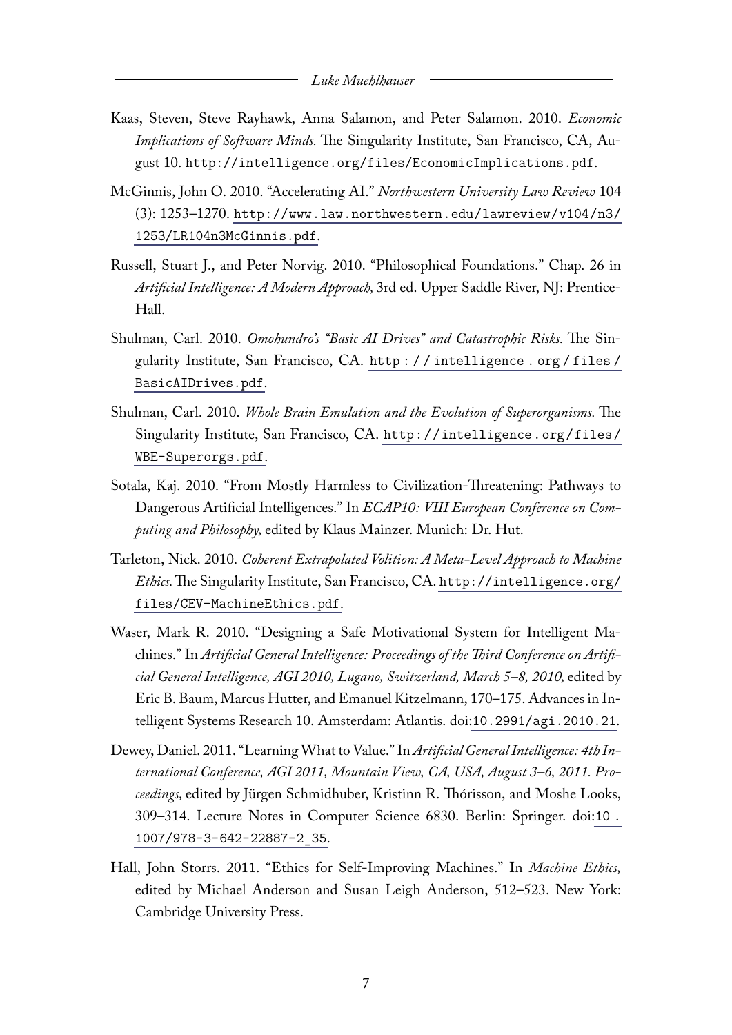Kaas, Steven, Steve Rayhawk, Anna Salamon, and Peter Salamon. 2010. *Economic Implications of Software Minds.* The Singularity Institute, San Francisco, CA, August 10. http://intelligence.org/files/EconomicImplications.pdf.

McGinnis, John O. 2010. "Accelerating AI." *Northwestern University Law Review* 104 (3): 1253–1270. http://www.law.northwestern.edu/lawreview/v104/n3/1253/LR104n3McGinnis.pdf.

Russell, Stuart J., and Peter Norvig. 2010. "Philosophical Foundations." Chap. 26 in *Artificial Intelligence: A Modern Approach,* 3rd ed. Upper Saddle River, NJ: Prentice-Hall.

Shulman, Carl. 2010. *Omohundro's "Basic AI Drives" and Catastrophic Risks.* The Singularity Institute, San Francisco, CA. http://intelligence.org/files/BasicAIDrives.pdf.

Shulman, Carl. 2010. *Whole Brain Emulation and the Evolution of Superorganisms.* The Singularity Institute, San Francisco, CA. http://intelligence.org/files/WBE-Superorgs.pdf.

Sotala, Kaj. 2010. "From Mostly Harmless to Civilization-Threatening: Pathways to Dangerous Artificial Intelligences." In *ECAP10: VIII European Conference on Computing and Philosophy,* edited by Klaus Mainzer. Munich: Dr. Hut.

Tarleton, Nick. 2010. *Coherent Extrapolated Volition: A Meta-Level Approach to Machine Ethics.* The Singularity Institute, San Francisco, CA. http://intelligence.org/files/CEV-MachineEthics.pdf.

Waser, Mark R. 2010. "Designing a Safe Motivational System for Intelligent Machines." In *Artificial General Intelligence: Proceedings of the Third Conference on Artificial General Intelligence, AGI 2010, Lugano, Switzerland, March 5–8, 2010,* edited by Eric B. Baum, Marcus Hutter, and Emanuel Kitzelmann, 170–175. Advances in Intelligent Systems Research 10. Amsterdam: Atlantis. doi:10.2991/agi.2010.21.

Dewey, Daniel. 2011. "Learning What to Value." In *Artificial General Intelligence: 4th International Conference, AGI 2011, Mountain View, CA, USA, August 3–6, 2011. Proceedings,* edited by Jürgen Schmidhuber, Kristinn R. Thórisson, and Moshe Looks, 309–314. Lecture Notes in Computer Science 6830. Berlin: Springer. doi:10.1007/978-3-642-22887-2_35.

Hall, John Storrs. 2011. "Ethics for Self-Improving Machines." In *Machine Ethics,* edited by Michael Anderson and Susan Leigh Anderson, 512–523. New York: Cambridge University Press.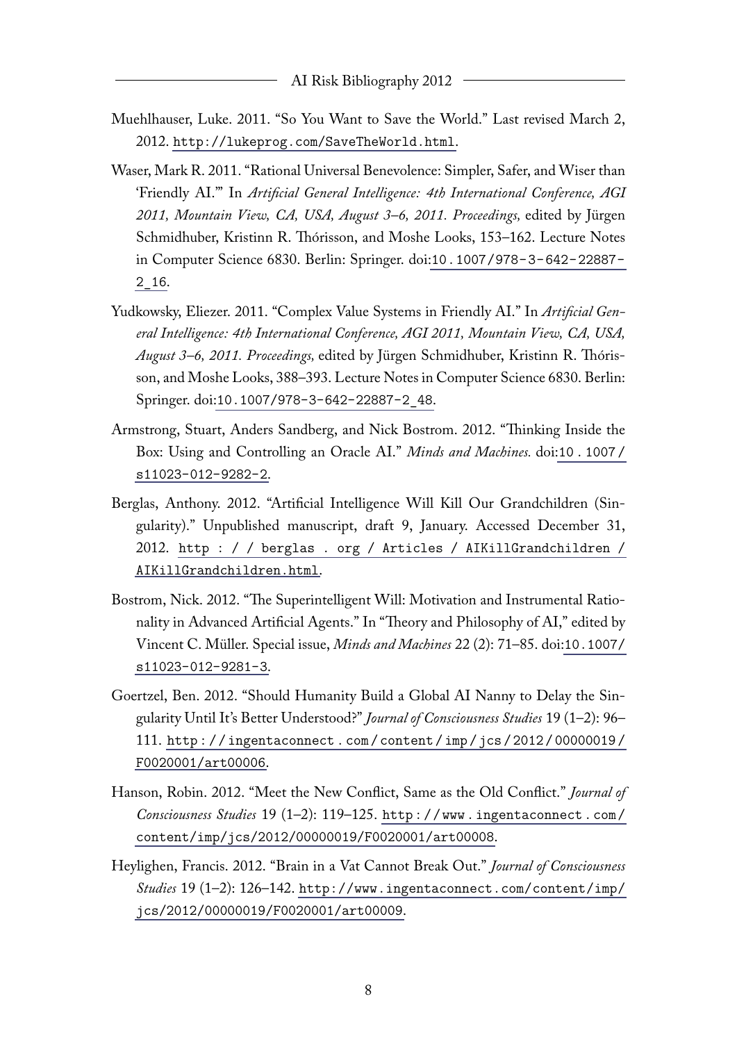Muehlhauser, Luke. 2011. "So You Want to Save the World." Last revised March 2, 2012. http://lukeprog.com/SaveTheWorld.html.

Waser, Mark R. 2011. "Rational Universal Benevolence: Simpler, Safer, and Wiser than 'Friendly AI.'" In *Artificial General Intelligence: 4th International Conference, AGI 2011, Mountain View, CA, USA, August 3–6, 2011. Proceedings,* edited by Jürgen Schmidhuber, Kristinn R. Thórisson, and Moshe Looks, 153–162. Lecture Notes in Computer Science 6830. Berlin: Springer. doi:10.1007/978-3-642-22887-2_16.

Yudkowsky, Eliezer. 2011. "Complex Value Systems in Friendly AI." In *Artificial General Intelligence: 4th International Conference, AGI 2011, Mountain View, CA, USA, August 3–6, 2011. Proceedings,* edited by Jürgen Schmidhuber, Kristinn R. Thórisson, and Moshe Looks, 388–393. Lecture Notes in Computer Science 6830. Berlin: Springer. doi:10.1007/978-3-642-22887-2_48.

Armstrong, Stuart, Anders Sandberg, and Nick Bostrom. 2012. "Thinking Inside the Box: Using and Controlling an Oracle AI." *Minds and Machines.* doi:10.1007/s11023-012-9282-2.

Berglas, Anthony. 2012. "Artificial Intelligence Will Kill Our Grandchildren (Singularity)." Unpublished manuscript, draft 9, January. Accessed December 31, 2012. http://berglas.org/Articles/AIKillGrandchildren/AIKillGrandchildren.html.

Bostrom, Nick. 2012. "The Superintelligent Will: Motivation and Instrumental Rationality in Advanced Artificial Agents." In "Theory and Philosophy of AI," edited by Vincent C. Müller. Special issue, *Minds and Machines* 22 (2): 71–85. doi:10.1007/s11023-012-9281-3.

Goertzel, Ben. 2012. "Should Humanity Build a Global AI Nanny to Delay the Singularity Until It's Better Understood?" *Journal of Consciousness Studies* 19 (1–2): 96–111. http://ingentaconnect.com/content/imp/jcs/2012/00000019/F0020001/art00006.

Hanson, Robin. 2012. "Meet the New Conflict, Same as the Old Conflict." *Journal of Consciousness Studies* 19 (1–2): 119–125. http://www.ingentaconnect.com/content/imp/jcs/2012/00000019/F0020001/art00008.

Heylighen, Francis. 2012. "Brain in a Vat Cannot Break Out." *Journal of Consciousness Studies* 19 (1–2): 126–142. http://www.ingentaconnect.com/content/imp/jcs/2012/00000019/F0020001/art00009.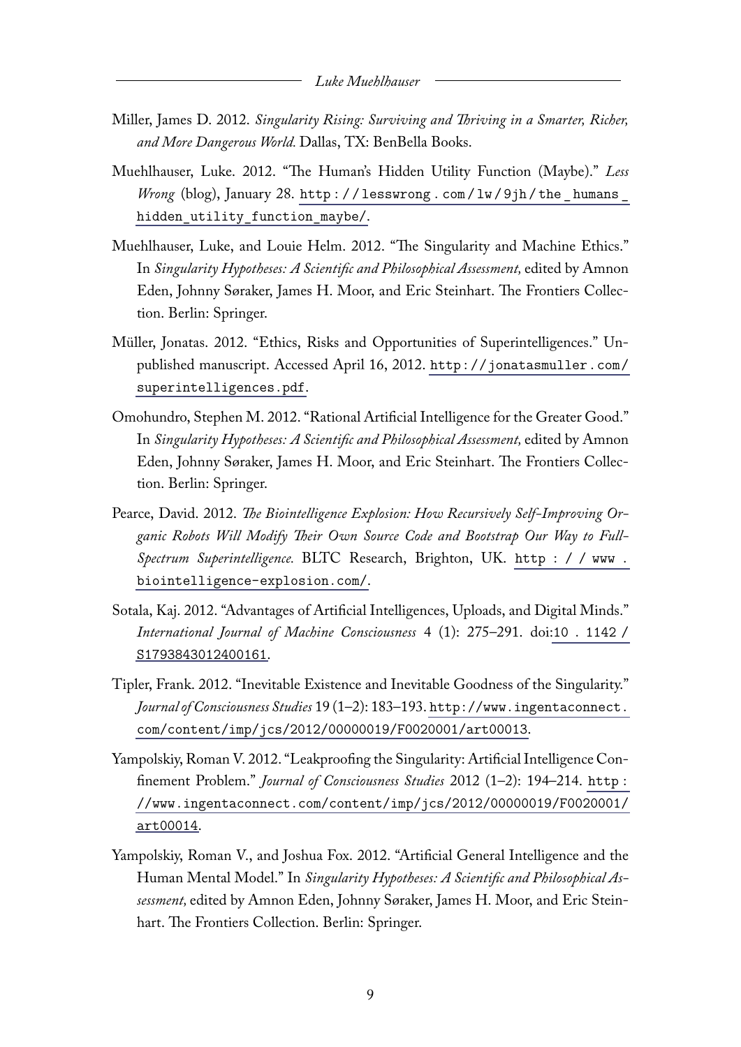Miller, James D. 2012. *Singularity Rising: Surviving and Thriving in a Smarter, Richer, and More Dangerous World.* Dallas, TX: BenBella Books.

Muehlhauser, Luke. 2012. "The Human's Hidden Utility Function (Maybe)." *Less Wrong* (blog), January 28. http://lesswrong.com/lw/9jh/the_humans_hidden_utility_function_maybe/.

Muehlhauser, Luke, and Louie Helm. 2012. "The Singularity and Machine Ethics." In *Singularity Hypotheses: A Scientific and Philosophical Assessment,* edited by Amnon Eden, Johnny Søraker, James H. Moor, and Eric Steinhart. The Frontiers Collection. Berlin: Springer.

Müller, Jonatas. 2012. "Ethics, Risks and Opportunities of Superintelligences." Unpublished manuscript. Accessed April 16, 2012. http://jonatasmuller.com/superintelligences.pdf.

Omohundro, Stephen M. 2012. "Rational Artificial Intelligence for the Greater Good." In *Singularity Hypotheses: A Scientific and Philosophical Assessment,* edited by Amnon Eden, Johnny Søraker, James H. Moor, and Eric Steinhart. The Frontiers Collection. Berlin: Springer.

Pearce, David. 2012. *The Biointelligence Explosion: How Recursively Self-Improving Organic Robots Will Modify Their Own Source Code and Bootstrap Our Way to Full-Spectrum Superintelligence.* BLTC Research, Brighton, UK. http://www.biointelligence-explosion.com/.

Sotala, Kaj. 2012. "Advantages of Artificial Intelligences, Uploads, and Digital Minds." *International Journal of Machine Consciousness* 4 (1): 275–291. doi:10.1142/S1793843012400161.

Tipler, Frank. 2012. "Inevitable Existence and Inevitable Goodness of the Singularity." *Journal of Consciousness Studies* 19 (1–2): 183–193. http://www.ingentaconnect.com/content/imp/jcs/2012/00000019/F0020001/art00013.

Yampolskiy, Roman V. 2012. "Leakproofing the Singularity: Artificial Intelligence Confinement Problem." *Journal of Consciousness Studies* 2012 (1–2): 194–214. http://www.ingentaconnect.com/content/imp/jcs/2012/00000019/F0020001/art00014.

Yampolskiy, Roman V., and Joshua Fox. 2012. "Artificial General Intelligence and the Human Mental Model." In *Singularity Hypotheses: A Scientific and Philosophical Assessment,* edited by Amnon Eden, Johnny Søraker, James H. Moor, and Eric Steinhart. The Frontiers Collection. Berlin: Springer.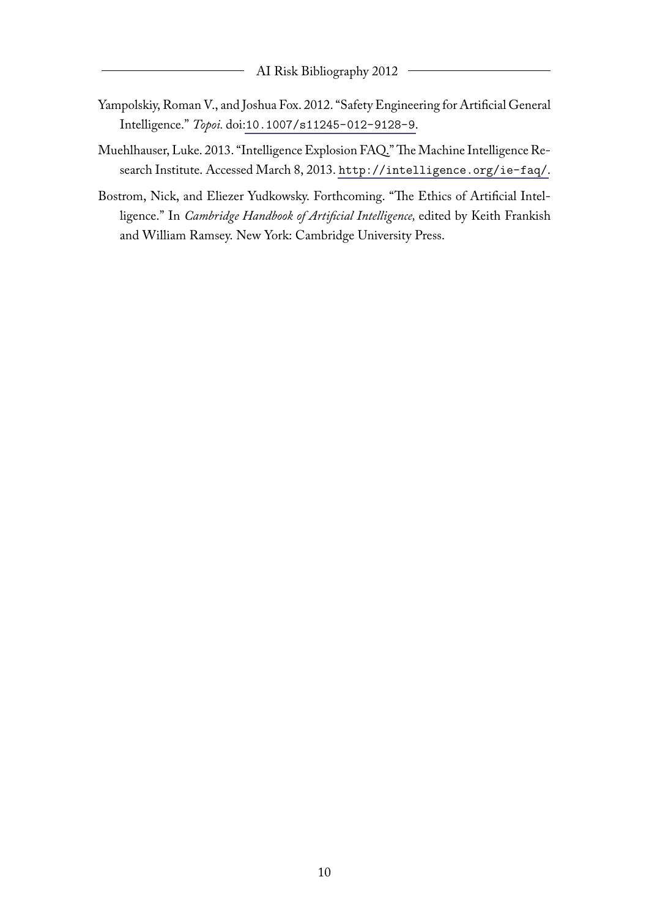Yampolskiy, Roman V., and Joshua Fox. 2012. "Safety Engineering for Artificial General Intelligence." *Topoi.* doi:10.1007/s11245-012-9128-9.

Muehlhauser, Luke. 2013. "Intelligence Explosion FAQ." The Machine Intelligence Research Institute. Accessed March 8, 2013. http://intelligence.org/ie-faq/.

Bostrom, Nick, and Eliezer Yudkowsky. Forthcoming. "The Ethics of Artificial Intelligence." In *Cambridge Handbook of Artificial Intelligence,* edited by Keith Frankish and William Ramsey. New York: Cambridge University Press.